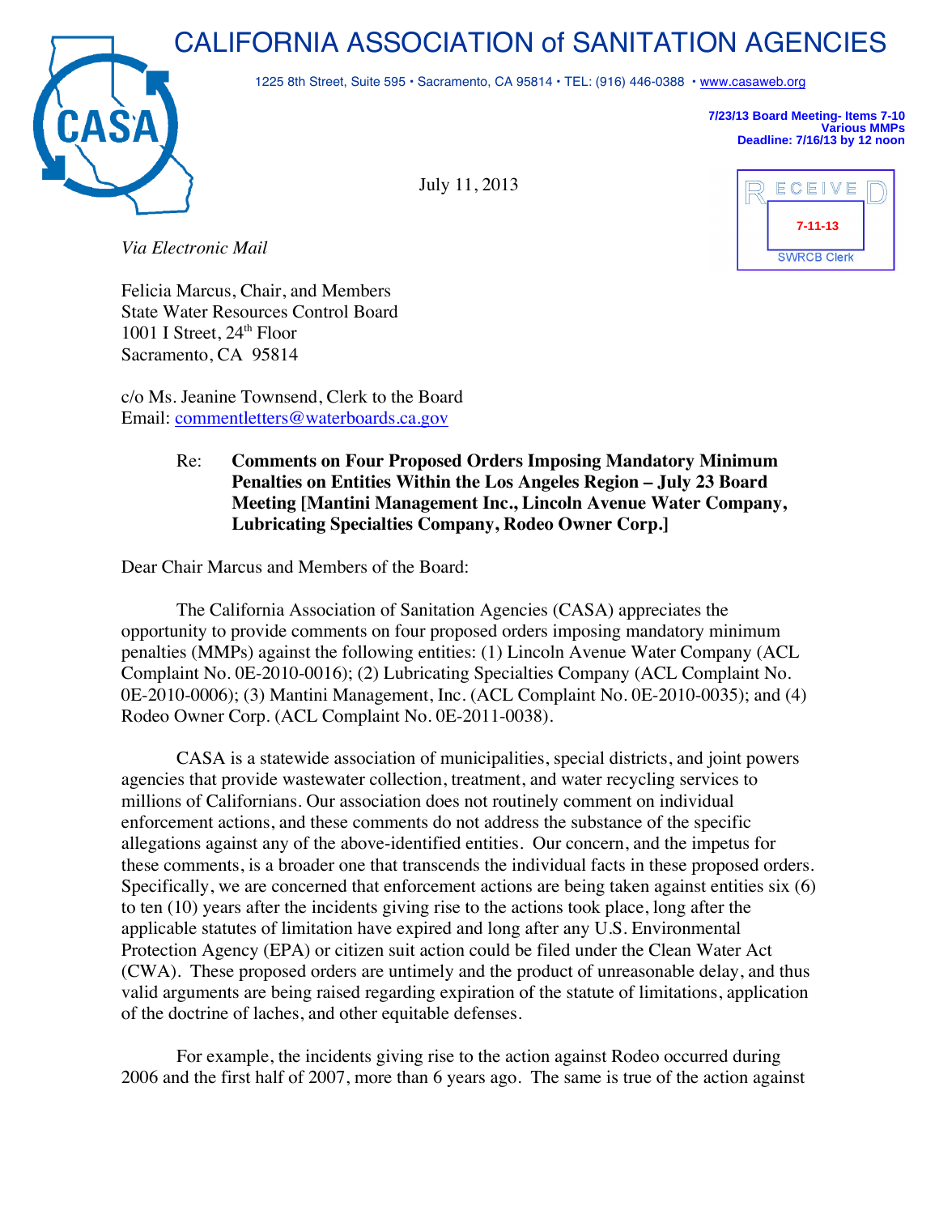# CALIFORNIA ASSOCIATION of SANITATION AGENCIES

1225 8th Street, Suite 595 • Sacramento, CA 95814 • TEL: (916) 446-0388 • www.casaweb.org

**7/23/13 Board Meeting- Items 7-10**
**Various MMPs**
**Deadline: 7/16/13 by 12 noon**

July 11, 2013

RECEIVED
7-11-13
SWRCB Clerk

*Via Electronic Mail*

Felicia Marcus, Chair, and Members
State Water Resources Control Board
1001 I Street, 24th Floor
Sacramento, CA 95814

c/o Ms. Jeanine Townsend, Clerk to the Board
Email: commentletters@waterboards.ca.gov

Re: **Comments on Four Proposed Orders Imposing Mandatory Minimum Penalties on Entities Within the Los Angeles Region – July 23 Board Meeting [Mantini Management Inc., Lincoln Avenue Water Company, Lubricating Specialties Company, Rodeo Owner Corp.]**

Dear Chair Marcus and Members of the Board:

The California Association of Sanitation Agencies (CASA) appreciates the opportunity to provide comments on four proposed orders imposing mandatory minimum penalties (MMPs) against the following entities: (1) Lincoln Avenue Water Company (ACL Complaint No. 0E-2010-0016); (2) Lubricating Specialties Company (ACL Complaint No. 0E-2010-0006); (3) Mantini Management, Inc. (ACL Complaint No. 0E-2010-0035); and (4) Rodeo Owner Corp. (ACL Complaint No. 0E-2011-0038).

CASA is a statewide association of municipalities, special districts, and joint powers agencies that provide wastewater collection, treatment, and water recycling services to millions of Californians. Our association does not routinely comment on individual enforcement actions, and these comments do not address the substance of the specific allegations against any of the above-identified entities. Our concern, and the impetus for these comments, is a broader one that transcends the individual facts in these proposed orders. Specifically, we are concerned that enforcement actions are being taken against entities six (6) to ten (10) years after the incidents giving rise to the actions took place, long after the applicable statutes of limitation have expired and long after any U.S. Environmental Protection Agency (EPA) or citizen suit action could be filed under the Clean Water Act (CWA). These proposed orders are untimely and the product of unreasonable delay, and thus valid arguments are being raised regarding expiration of the statute of limitations, application of the doctrine of laches, and other equitable defenses.

For example, the incidents giving rise to the action against Rodeo occurred during 2006 and the first half of 2007, more than 6 years ago. The same is true of the action against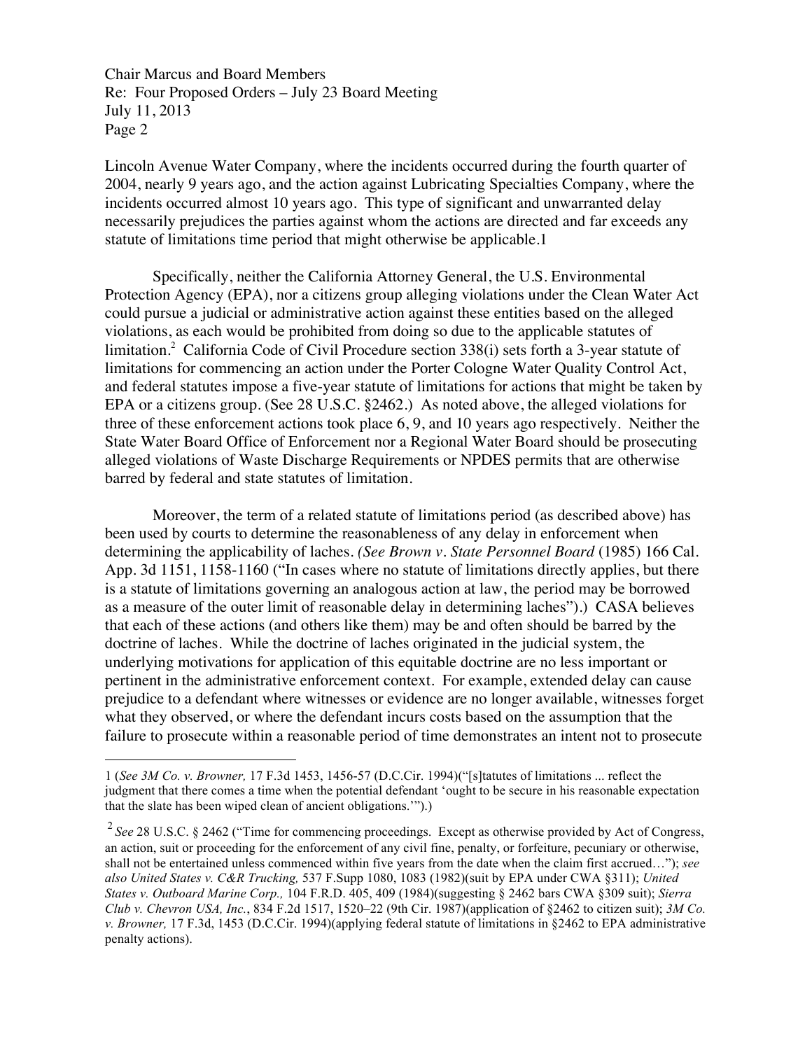Lincoln Avenue Water Company, where the incidents occurred during the fourth quarter of 2004, nearly 9 years ago, and the action against Lubricating Specialties Company, where the incidents occurred almost 10 years ago. This type of significant and unwarranted delay necessarily prejudices the parties against whom the actions are directed and far exceeds any statute of limitations time period that might otherwise be applicable.1

Specifically, neither the California Attorney General, the U.S. Environmental Protection Agency (EPA), nor a citizens group alleging violations under the Clean Water Act could pursue a judicial or administrative action against these entities based on the alleged violations, as each would be prohibited from doing so due to the applicable statutes of limitation.[2] California Code of Civil Procedure section 338(i) sets forth a 3-year statute of limitations for commencing an action under the Porter Cologne Water Quality Control Act, and federal statutes impose a five-year statute of limitations for actions that might be taken by EPA or a citizens group. (See 28 U.S.C. §2462.) As noted above, the alleged violations for three of these enforcement actions took place 6, 9, and 10 years ago respectively. Neither the State Water Board Office of Enforcement nor a Regional Water Board should be prosecuting alleged violations of Waste Discharge Requirements or NPDES permits that are otherwise barred by federal and state statutes of limitation.

Moreover, the term of a related statute of limitations period (as described above) has been used by courts to determine the reasonableness of any delay in enforcement when determining the applicability of laches. *(See Brown v. State Personnel Board* (1985) 166 Cal. App. 3d 1151, 1158-1160 ("In cases where no statute of limitations directly applies, but there is a statute of limitations governing an analogous action at law, the period may be borrowed as a measure of the outer limit of reasonable delay in determining laches").) CASA believes that each of these actions (and others like them) may be and often should be barred by the doctrine of laches. While the doctrine of laches originated in the judicial system, the underlying motivations for application of this equitable doctrine are no less important or pertinent in the administrative enforcement context. For example, extended delay can cause prejudice to a defendant where witnesses or evidence are no longer available, witnesses forget what they observed, or where the defendant incurs costs based on the assumption that the failure to prosecute within a reasonable period of time demonstrates an intent not to prosecute

---

1 (*See 3M Co. v. Browner,* 17 F.3d 1453, 1456-57 (D.C.Cir. 1994)("[s]tatutes of limitations ... reflect the judgment that there comes a time when the potential defendant 'ought to be secure in his reasonable expectation that the slate has been wiped clean of ancient obligations.'").)

[2] *See* 28 U.S.C. § 2462 ("Time for commencing proceedings. Except as otherwise provided by Act of Congress, an action, suit or proceeding for the enforcement of any civil fine, penalty, or forfeiture, pecuniary or otherwise, shall not be entertained unless commenced within five years from the date when the claim first accrued…"); *see also United States v. C&R Trucking,* 537 F.Supp 1080, 1083 (1982)(suit by EPA under CWA §311); *United States v. Outboard Marine Corp.,* 104 F.R.D. 405, 409 (1984)(suggesting § 2462 bars CWA §309 suit); *Sierra Club v. Chevron USA, Inc.*, 834 F.2d 1517, 1520–22 (9th Cir. 1987)(application of §2462 to citizen suit); *3M Co. v. Browner,* 17 F.3d, 1453 (D.C.Cir. 1994)(applying federal statute of limitations in §2462 to EPA administrative penalty actions).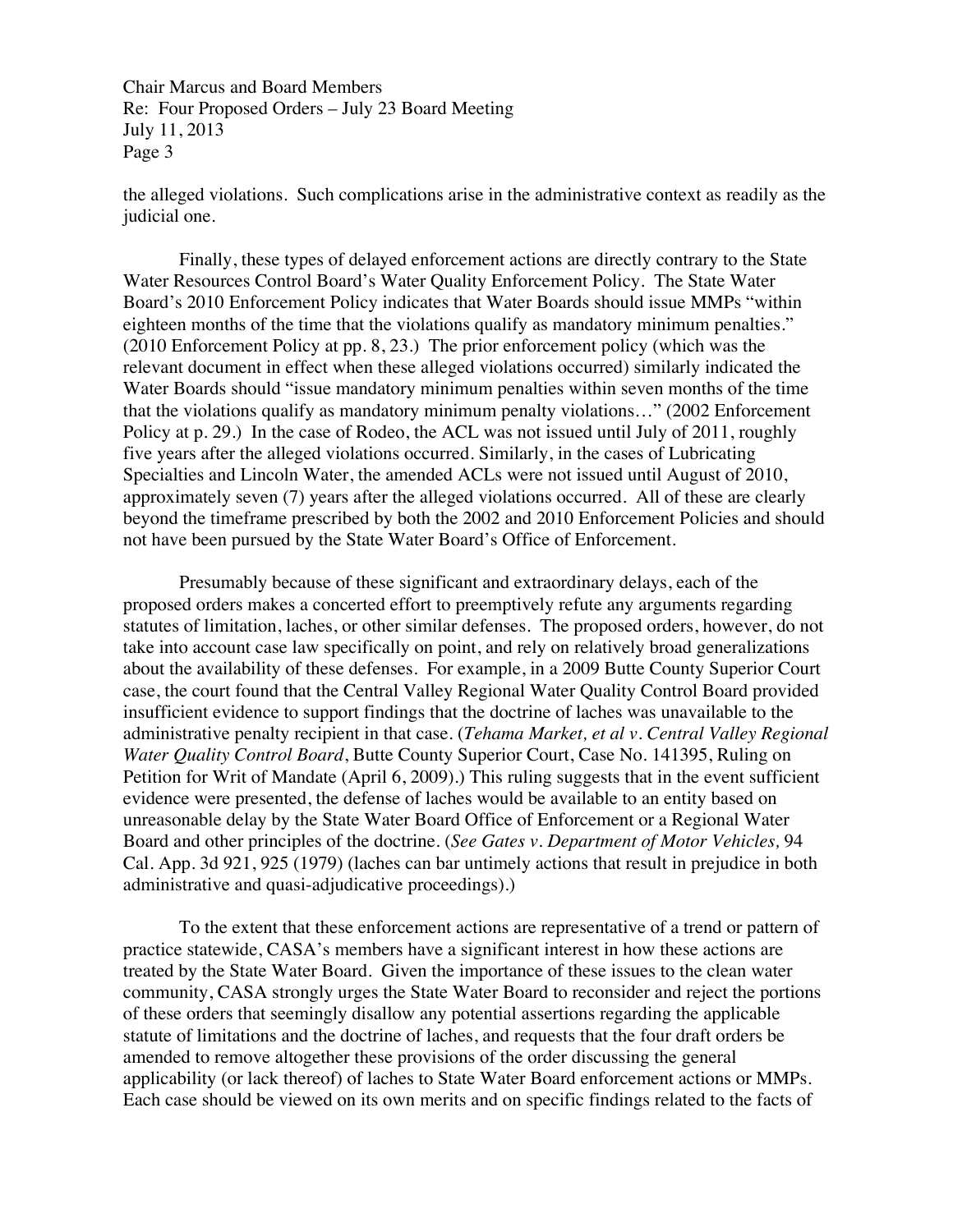the alleged violations. Such complications arise in the administrative context as readily as the judicial one.

Finally, these types of delayed enforcement actions are directly contrary to the State Water Resources Control Board's Water Quality Enforcement Policy. The State Water Board's 2010 Enforcement Policy indicates that Water Boards should issue MMPs "within eighteen months of the time that the violations qualify as mandatory minimum penalties." (2010 Enforcement Policy at pp. 8, 23.) The prior enforcement policy (which was the relevant document in effect when these alleged violations occurred) similarly indicated the Water Boards should "issue mandatory minimum penalties within seven months of the time that the violations qualify as mandatory minimum penalty violations…" (2002 Enforcement Policy at p. 29.) In the case of Rodeo, the ACL was not issued until July of 2011, roughly five years after the alleged violations occurred. Similarly, in the cases of Lubricating Specialties and Lincoln Water, the amended ACLs were not issued until August of 2010, approximately seven (7) years after the alleged violations occurred. All of these are clearly beyond the timeframe prescribed by both the 2002 and 2010 Enforcement Policies and should not have been pursued by the State Water Board's Office of Enforcement.

Presumably because of these significant and extraordinary delays, each of the proposed orders makes a concerted effort to preemptively refute any arguments regarding statutes of limitation, laches, or other similar defenses. The proposed orders, however, do not take into account case law specifically on point, and rely on relatively broad generalizations about the availability of these defenses. For example, in a 2009 Butte County Superior Court case, the court found that the Central Valley Regional Water Quality Control Board provided insufficient evidence to support findings that the doctrine of laches was unavailable to the administrative penalty recipient in that case. (*Tehama Market, et al v. Central Valley Regional Water Quality Control Board*, Butte County Superior Court, Case No. 141395, Ruling on Petition for Writ of Mandate (April 6, 2009).) This ruling suggests that in the event sufficient evidence were presented, the defense of laches would be available to an entity based on unreasonable delay by the State Water Board Office of Enforcement or a Regional Water Board and other principles of the doctrine. (*See Gates v. Department of Motor Vehicles,* 94 Cal. App. 3d 921, 925 (1979) (laches can bar untimely actions that result in prejudice in both administrative and quasi-adjudicative proceedings).)

To the extent that these enforcement actions are representative of a trend or pattern of practice statewide, CASA's members have a significant interest in how these actions are treated by the State Water Board. Given the importance of these issues to the clean water community, CASA strongly urges the State Water Board to reconsider and reject the portions of these orders that seemingly disallow any potential assertions regarding the applicable statute of limitations and the doctrine of laches, and requests that the four draft orders be amended to remove altogether these provisions of the order discussing the general applicability (or lack thereof) of laches to State Water Board enforcement actions or MMPs. Each case should be viewed on its own merits and on specific findings related to the facts of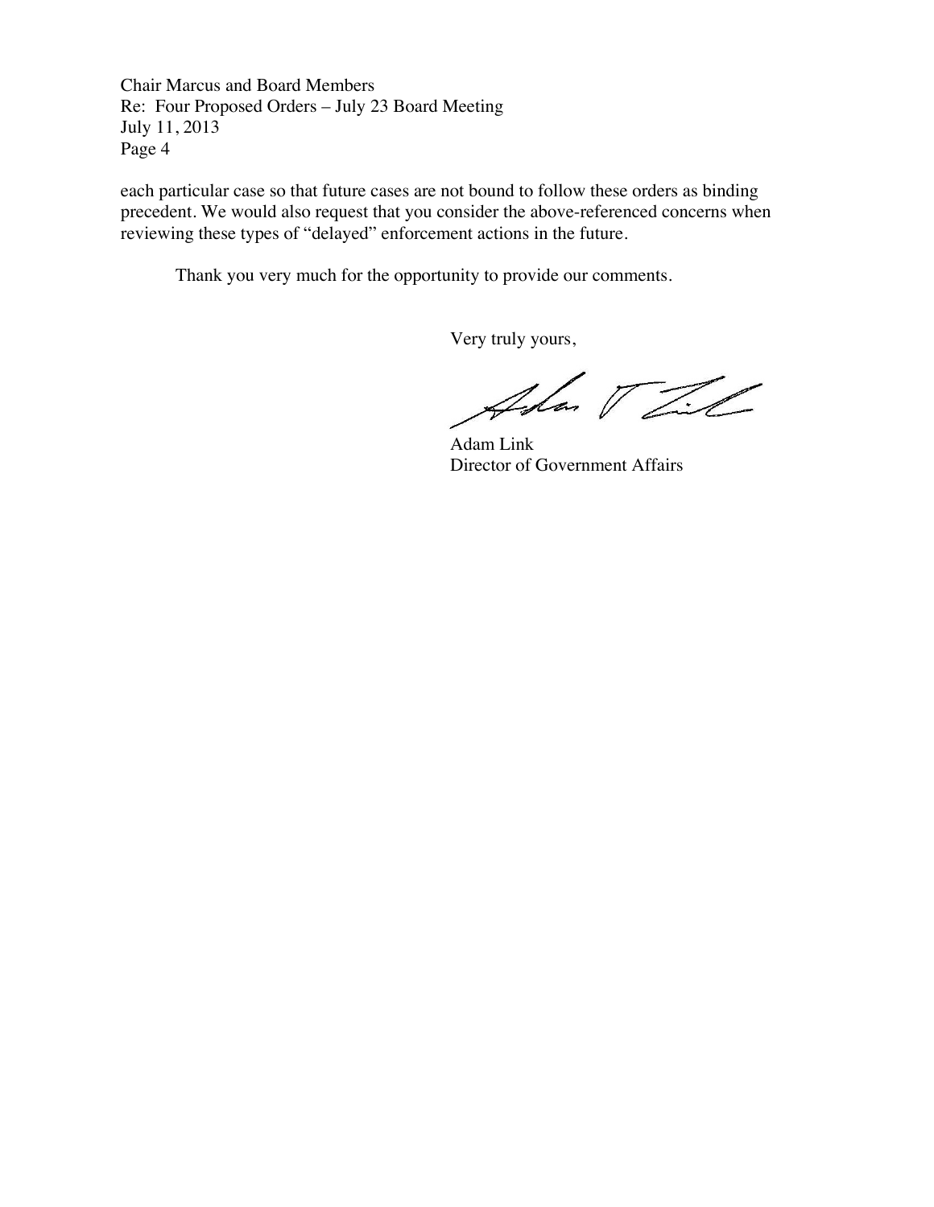each particular case so that future cases are not bound to follow these orders as binding precedent. We would also request that you consider the above-referenced concerns when reviewing these types of "delayed" enforcement actions in the future.

Thank you very much for the opportunity to provide our comments.

Very truly yours,

Adam Link
Director of Government Affairs